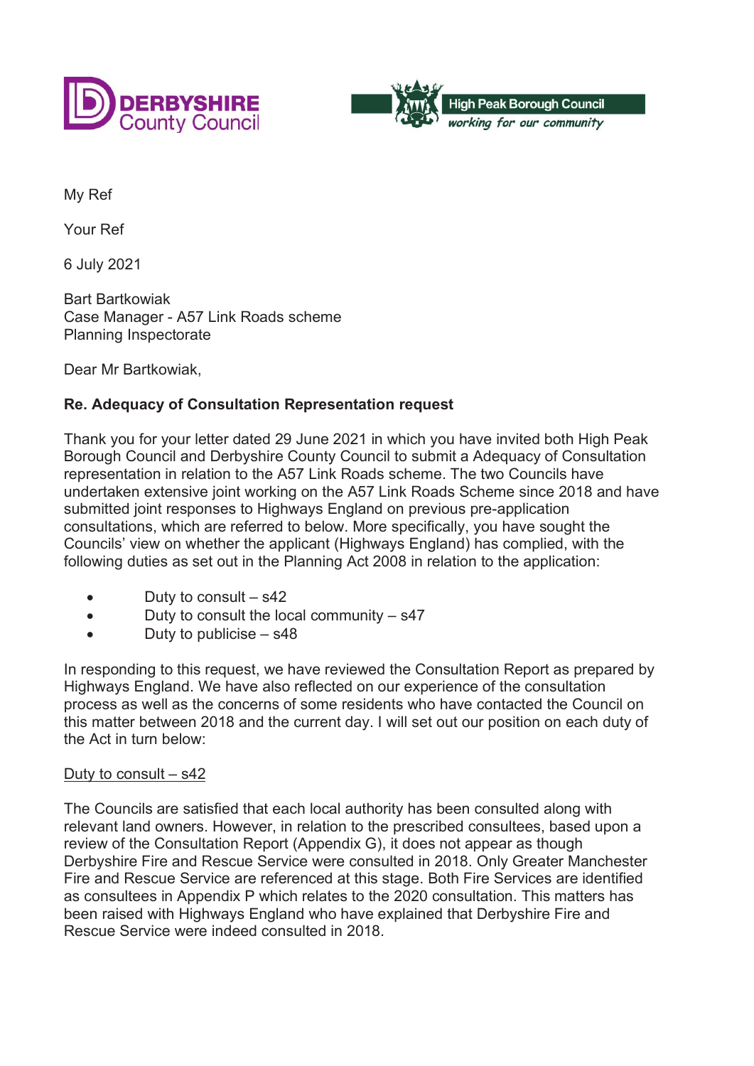DERBYSHIRE County Council

High Peak Borough Council
*working for our community*

My Ref

Your Ref

6 July 2021

Bart Bartkowiak
Case Manager - A57 Link Roads scheme
Planning Inspectorate

Dear Mr Bartkowiak,

**Re. Adequacy of Consultation Representation request**

Thank you for your letter dated 29 June 2021 in which you have invited both High Peak Borough Council and Derbyshire County Council to submit a Adequacy of Consultation representation in relation to the A57 Link Roads scheme. The two Councils have undertaken extensive joint working on the A57 Link Roads Scheme since 2018 and have submitted joint responses to Highways England on previous pre-application consultations, which are referred to below. More specifically, you have sought the Councils' view on whether the applicant (Highways England) has complied, with the following duties as set out in the Planning Act 2008 in relation to the application:

- Duty to consult – s42
- Duty to consult the local community – s47
- Duty to publicise – s48

In responding to this request, we have reviewed the Consultation Report as prepared by Highways England. We have also reflected on our experience of the consultation process as well as the concerns of some residents who have contacted the Council on this matter between 2018 and the current day. I will set out our position on each duty of the Act in turn below:

<u>Duty to consult – s42</u>

The Councils are satisfied that each local authority has been consulted along with relevant land owners. However, in relation to the prescribed consultees, based upon a review of the Consultation Report (Appendix G), it does not appear as though Derbyshire Fire and Rescue Service were consulted in 2018. Only Greater Manchester Fire and Rescue Service are referenced at this stage. Both Fire Services are identified as consultees in Appendix P which relates to the 2020 consultation. This matters has been raised with Highways England who have explained that Derbyshire Fire and Rescue Service were indeed consulted in 2018.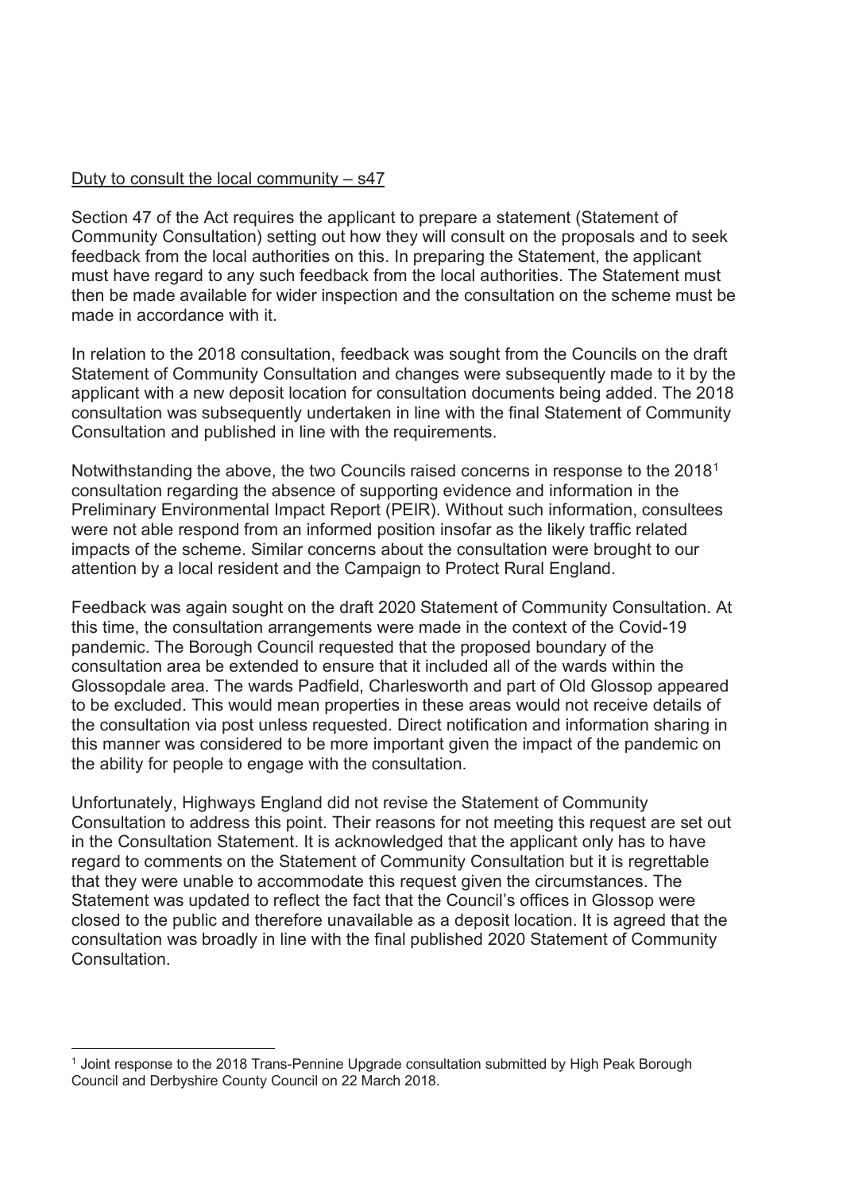Duty to consult the local community – s47

Section 47 of the Act requires the applicant to prepare a statement (Statement of Community Consultation) setting out how they will consult on the proposals and to seek feedback from the local authorities on this. In preparing the Statement, the applicant must have regard to any such feedback from the local authorities. The Statement must then be made available for wider inspection and the consultation on the scheme must be made in accordance with it.

In relation to the 2018 consultation, feedback was sought from the Councils on the draft Statement of Community Consultation and changes were subsequently made to it by the applicant with a new deposit location for consultation documents being added. The 2018 consultation was subsequently undertaken in line with the final Statement of Community Consultation and published in line with the requirements.

Notwithstanding the above, the two Councils raised concerns in response to the 2018[1] consultation regarding the absence of supporting evidence and information in the Preliminary Environmental Impact Report (PEIR). Without such information, consultees were not able respond from an informed position insofar as the likely traffic related impacts of the scheme. Similar concerns about the consultation were brought to our attention by a local resident and the Campaign to Protect Rural England.

Feedback was again sought on the draft 2020 Statement of Community Consultation. At this time, the consultation arrangements were made in the context of the Covid-19 pandemic. The Borough Council requested that the proposed boundary of the consultation area be extended to ensure that it included all of the wards within the Glossopdale area. The wards Padfield, Charlesworth and part of Old Glossop appeared to be excluded. This would mean properties in these areas would not receive details of the consultation via post unless requested. Direct notification and information sharing in this manner was considered to be more important given the impact of the pandemic on the ability for people to engage with the consultation.

Unfortunately, Highways England did not revise the Statement of Community Consultation to address this point. Their reasons for not meeting this request are set out in the Consultation Statement. It is acknowledged that the applicant only has to have regard to comments on the Statement of Community Consultation but it is regrettable that they were unable to accommodate this request given the circumstances. The Statement was updated to reflect the fact that the Council's offices in Glossop were closed to the public and therefore unavailable as a deposit location. It is agreed that the consultation was broadly in line with the final published 2020 Statement of Community Consultation.

---

[1] Joint response to the 2018 Trans-Pennine Upgrade consultation submitted by High Peak Borough Council and Derbyshire County Council on 22 March 2018.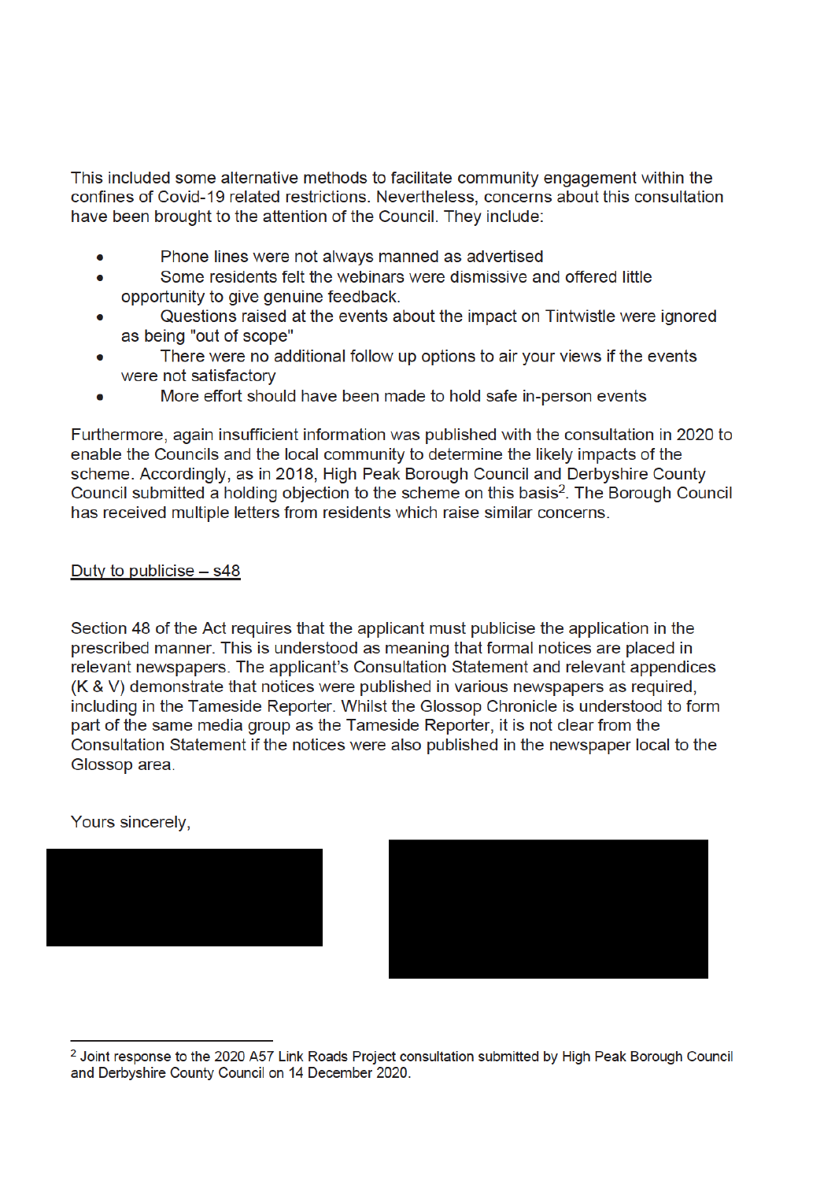This included some alternative methods to facilitate community engagement within the confines of Covid-19 related restrictions. Nevertheless, concerns about this consultation have been brought to the attention of the Council. They include:

- Phone lines were not always manned as advertised
- Some residents felt the webinars were dismissive and offered little opportunity to give genuine feedback.
- Questions raised at the events about the impact on Tintwistle were ignored as being "out of scope"
- There were no additional follow up options to air your views if the events were not satisfactory
- More effort should have been made to hold safe in-person events

Furthermore, again insufficient information was published with the consultation in 2020 to enable the Councils and the local community to determine the likely impacts of the scheme. Accordingly, as in 2018, High Peak Borough Council and Derbyshire County Council submitted a holding objection to the scheme on this basis[2]. The Borough Council has received multiple letters from residents which raise similar concerns.

<u>Duty to publicise – s48</u>

Section 48 of the Act requires that the applicant must publicise the application in the prescribed manner. This is understood as meaning that formal notices are placed in relevant newspapers. The applicant's Consultation Statement and relevant appendices (K & V) demonstrate that notices were published in various newspapers as required, including in the Tameside Reporter. Whilst the Glossop Chronicle is understood to form part of the same media group as the Tameside Reporter, it is not clear from the Consultation Statement if the notices were also published in the newspaper local to the Glossop area.

Yours sincerely,

---

[2] Joint response to the 2020 A57 Link Roads Project consultation submitted by High Peak Borough Council and Derbyshire County Council on 14 December 2020.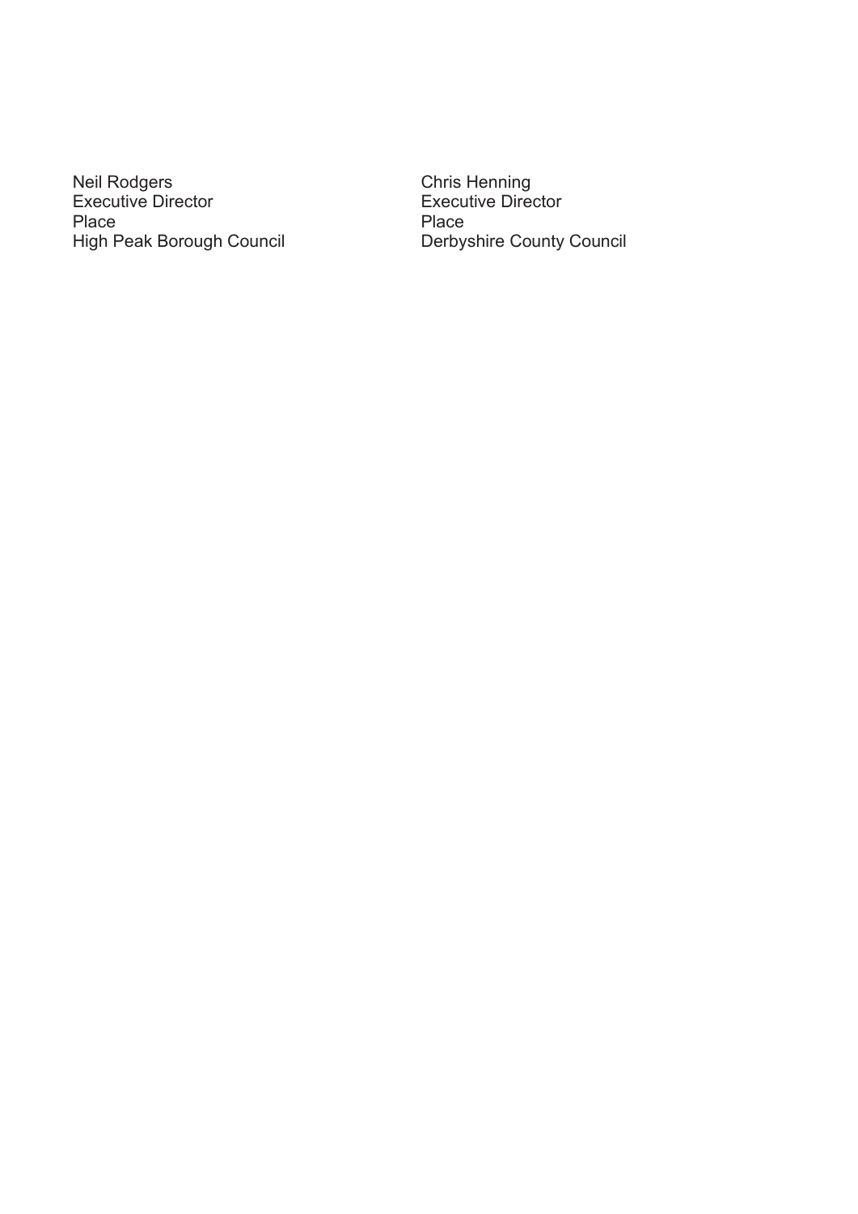Neil Rodgers
Executive Director
Place
High Peak Borough Council

Chris Henning
Executive Director
Place
Derbyshire County Council